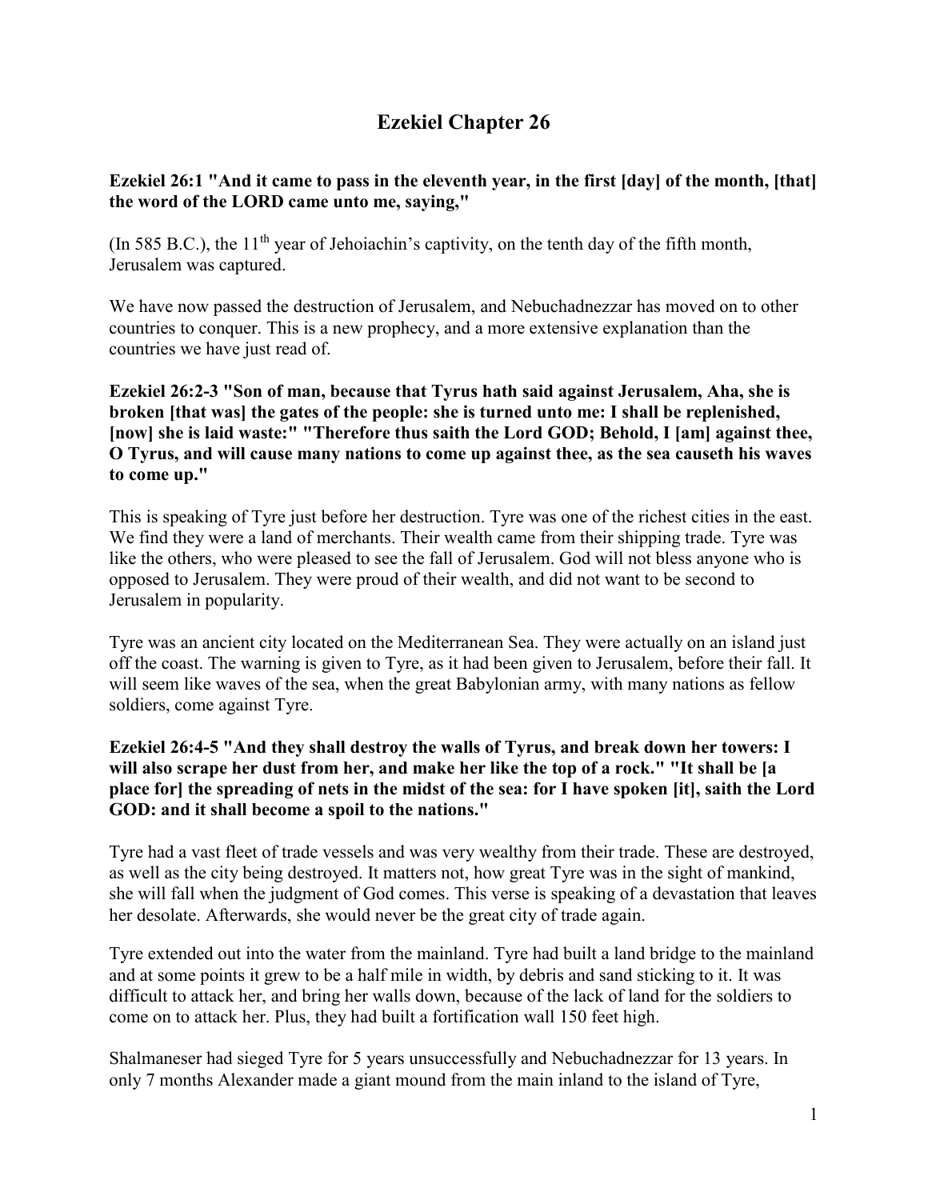# Ezekiel Chapter 26

**Ezekiel 26:1 "And it came to pass in the eleventh year, in the first [day] of the month, [that] the word of the LORD came unto me, saying,"**

(In 585 B.C.), the 11th year of Jehoiachin's captivity, on the tenth day of the fifth month, Jerusalem was captured.

We have now passed the destruction of Jerusalem, and Nebuchadnezzar has moved on to other countries to conquer. This is a new prophecy, and a more extensive explanation than the countries we have just read of.

**Ezekiel 26:2-3 "Son of man, because that Tyrus hath said against Jerusalem, Aha, she is broken [that was] the gates of the people: she is turned unto me: I shall be replenished, [now] she is laid waste:" "Therefore thus saith the Lord GOD; Behold, I [am] against thee, O Tyrus, and will cause many nations to come up against thee, as the sea causeth his waves to come up."**

This is speaking of Tyre just before her destruction. Tyre was one of the richest cities in the east. We find they were a land of merchants. Their wealth came from their shipping trade. Tyre was like the others, who were pleased to see the fall of Jerusalem. God will not bless anyone who is opposed to Jerusalem. They were proud of their wealth, and did not want to be second to Jerusalem in popularity.

Tyre was an ancient city located on the Mediterranean Sea. They were actually on an island just off the coast. The warning is given to Tyre, as it had been given to Jerusalem, before their fall. It will seem like waves of the sea, when the great Babylonian army, with many nations as fellow soldiers, come against Tyre.

**Ezekiel 26:4-5 "And they shall destroy the walls of Tyrus, and break down her towers: I will also scrape her dust from her, and make her like the top of a rock." "It shall be [a place for] the spreading of nets in the midst of the sea: for I have spoken [it], saith the Lord GOD: and it shall become a spoil to the nations."**

Tyre had a vast fleet of trade vessels and was very wealthy from their trade. These are destroyed, as well as the city being destroyed. It matters not, how great Tyre was in the sight of mankind, she will fall when the judgment of God comes. This verse is speaking of a devastation that leaves her desolate. Afterwards, she would never be the great city of trade again.

Tyre extended out into the water from the mainland. Tyre had built a land bridge to the mainland and at some points it grew to be a half mile in width, by debris and sand sticking to it. It was difficult to attack her, and bring her walls down, because of the lack of land for the soldiers to come on to attack her. Plus, they had built a fortification wall 150 feet high.

Shalmaneser had sieged Tyre for 5 years unsuccessfully and Nebuchadnezzar for 13 years. In only 7 months Alexander made a giant mound from the main inland to the island of Tyre,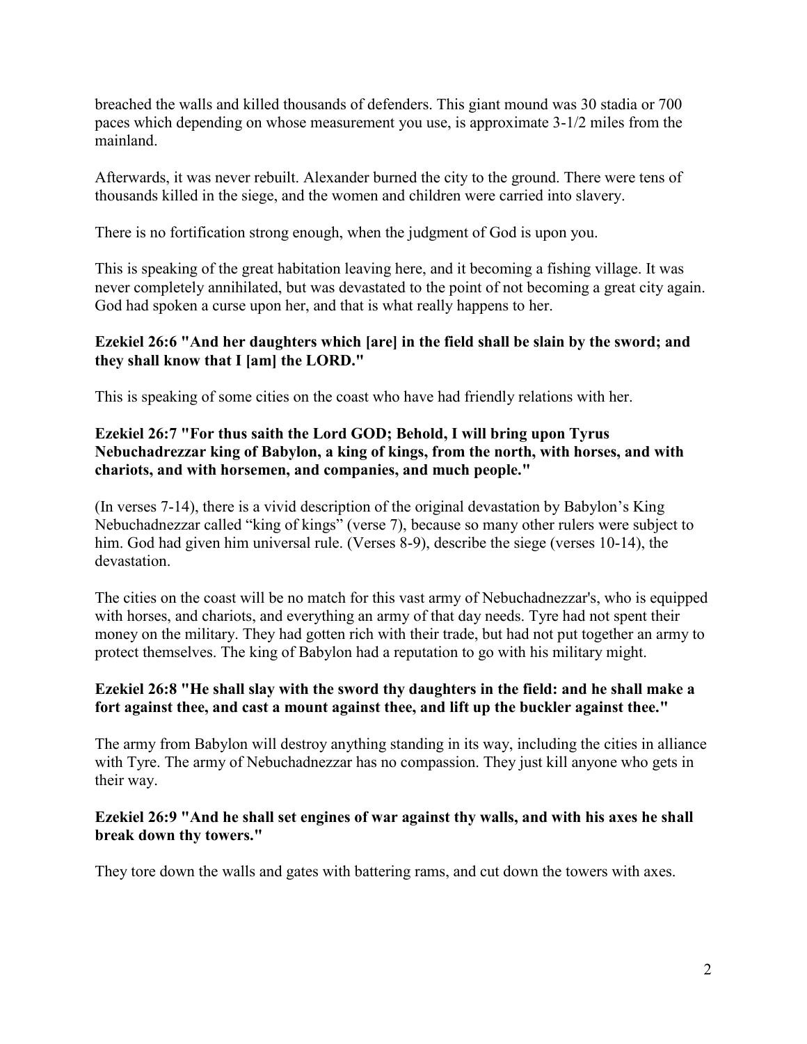breached the walls and killed thousands of defenders. This giant mound was 30 stadia or 700 paces which depending on whose measurement you use, is approximate 3-1/2 miles from the mainland.

Afterwards, it was never rebuilt. Alexander burned the city to the ground. There were tens of thousands killed in the siege, and the women and children were carried into slavery.

There is no fortification strong enough, when the judgment of God is upon you.

This is speaking of the great habitation leaving here, and it becoming a fishing village. It was never completely annihilated, but was devastated to the point of not becoming a great city again. God had spoken a curse upon her, and that is what really happens to her.

**Ezekiel 26:6 "And her daughters which [are] in the field shall be slain by the sword; and they shall know that I [am] the LORD."**

This is speaking of some cities on the coast who have had friendly relations with her.

**Ezekiel 26:7 "For thus saith the Lord GOD; Behold, I will bring upon Tyrus Nebuchadrezzar king of Babylon, a king of kings, from the north, with horses, and with chariots, and with horsemen, and companies, and much people."**

(In verses 7-14), there is a vivid description of the original devastation by Babylon's King Nebuchadnezzar called "king of kings" (verse 7), because so many other rulers were subject to him. God had given him universal rule. (Verses 8-9), describe the siege (verses 10-14), the devastation.

The cities on the coast will be no match for this vast army of Nebuchadnezzar's, who is equipped with horses, and chariots, and everything an army of that day needs. Tyre had not spent their money on the military. They had gotten rich with their trade, but had not put together an army to protect themselves. The king of Babylon had a reputation to go with his military might.

**Ezekiel 26:8 "He shall slay with the sword thy daughters in the field: and he shall make a fort against thee, and cast a mount against thee, and lift up the buckler against thee."**

The army from Babylon will destroy anything standing in its way, including the cities in alliance with Tyre. The army of Nebuchadnezzar has no compassion. They just kill anyone who gets in their way.

**Ezekiel 26:9 "And he shall set engines of war against thy walls, and with his axes he shall break down thy towers."**

They tore down the walls and gates with battering rams, and cut down the towers with axes.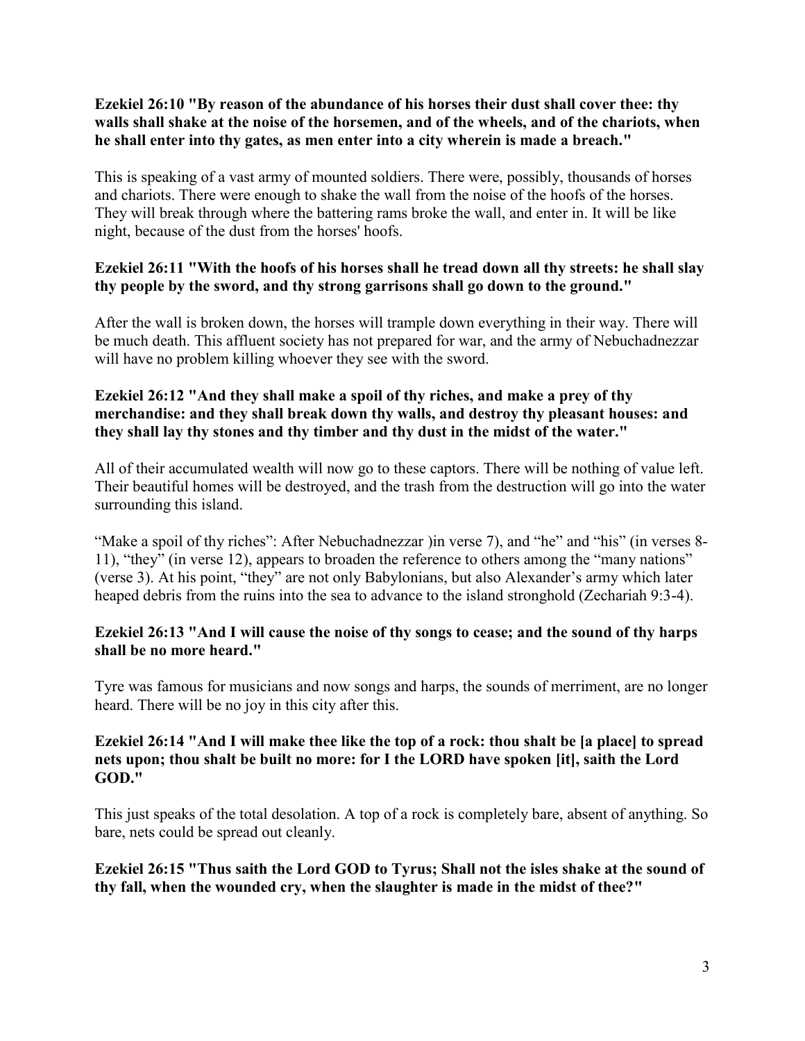**Ezekiel 26:10 "By reason of the abundance of his horses their dust shall cover thee: thy walls shall shake at the noise of the horsemen, and of the wheels, and of the chariots, when he shall enter into thy gates, as men enter into a city wherein is made a breach."**

This is speaking of a vast army of mounted soldiers. There were, possibly, thousands of horses and chariots. There were enough to shake the wall from the noise of the hoofs of the horses. They will break through where the battering rams broke the wall, and enter in. It will be like night, because of the dust from the horses' hoofs.

**Ezekiel 26:11 "With the hoofs of his horses shall he tread down all thy streets: he shall slay thy people by the sword, and thy strong garrisons shall go down to the ground."**

After the wall is broken down, the horses will trample down everything in their way. There will be much death. This affluent society has not prepared for war, and the army of Nebuchadnezzar will have no problem killing whoever they see with the sword.

**Ezekiel 26:12 "And they shall make a spoil of thy riches, and make a prey of thy merchandise: and they shall break down thy walls, and destroy thy pleasant houses: and they shall lay thy stones and thy timber and thy dust in the midst of the water."**

All of their accumulated wealth will now go to these captors. There will be nothing of value left. Their beautiful homes will be destroyed, and the trash from the destruction will go into the water surrounding this island.

"Make a spoil of thy riches": After Nebuchadnezzar )in verse 7), and "he" and "his" (in verses 8-11), "they" (in verse 12), appears to broaden the reference to others among the "many nations" (verse 3). At his point, "they" are not only Babylonians, but also Alexander's army which later heaped debris from the ruins into the sea to advance to the island stronghold (Zechariah 9:3-4).

**Ezekiel 26:13 "And I will cause the noise of thy songs to cease; and the sound of thy harps shall be no more heard."**

Tyre was famous for musicians and now songs and harps, the sounds of merriment, are no longer heard. There will be no joy in this city after this.

**Ezekiel 26:14 "And I will make thee like the top of a rock: thou shalt be [a place] to spread nets upon; thou shalt be built no more: for I the LORD have spoken [it], saith the Lord GOD."**

This just speaks of the total desolation. A top of a rock is completely bare, absent of anything. So bare, nets could be spread out cleanly.

**Ezekiel 26:15 "Thus saith the Lord GOD to Tyrus; Shall not the isles shake at the sound of thy fall, when the wounded cry, when the slaughter is made in the midst of thee?"**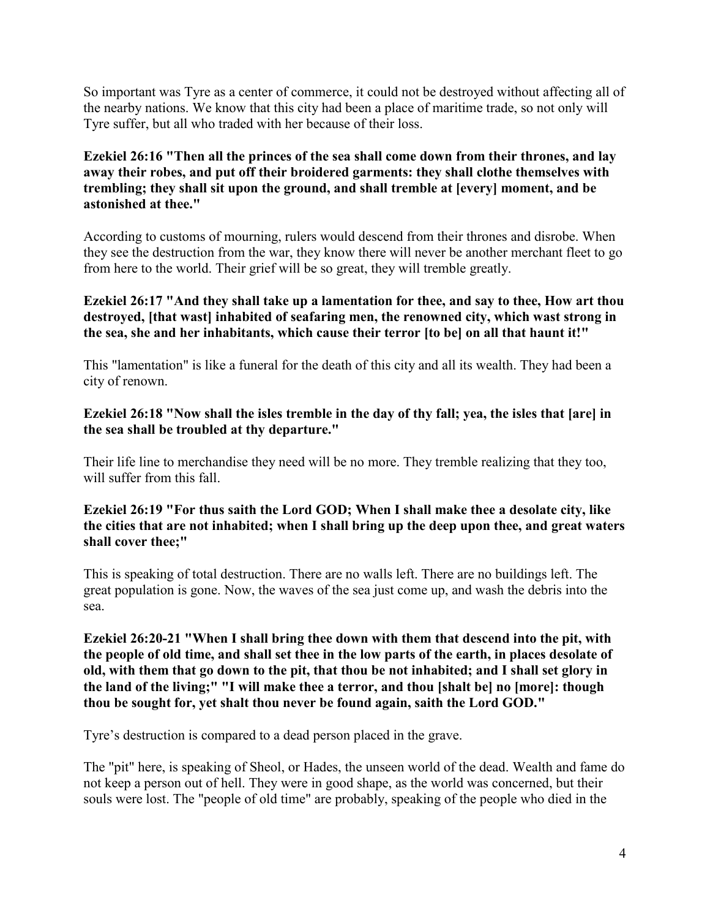So important was Tyre as a center of commerce, it could not be destroyed without affecting all of the nearby nations. We know that this city had been a place of maritime trade, so not only will Tyre suffer, but all who traded with her because of their loss.

**Ezekiel 26:16 "Then all the princes of the sea shall come down from their thrones, and lay away their robes, and put off their broidered garments: they shall clothe themselves with trembling; they shall sit upon the ground, and shall tremble at [every] moment, and be astonished at thee."**

According to customs of mourning, rulers would descend from their thrones and disrobe. When they see the destruction from the war, they know there will never be another merchant fleet to go from here to the world. Their grief will be so great, they will tremble greatly.

**Ezekiel 26:17 "And they shall take up a lamentation for thee, and say to thee, How art thou destroyed, [that wast] inhabited of seafaring men, the renowned city, which wast strong in the sea, she and her inhabitants, which cause their terror [to be] on all that haunt it!"**

This "lamentation" is like a funeral for the death of this city and all its wealth. They had been a city of renown.

**Ezekiel 26:18 "Now shall the isles tremble in the day of thy fall; yea, the isles that [are] in the sea shall be troubled at thy departure."**

Their life line to merchandise they need will be no more. They tremble realizing that they too, will suffer from this fall.

**Ezekiel 26:19 "For thus saith the Lord GOD; When I shall make thee a desolate city, like the cities that are not inhabited; when I shall bring up the deep upon thee, and great waters shall cover thee;"**

This is speaking of total destruction. There are no walls left. There are no buildings left. The great population is gone. Now, the waves of the sea just come up, and wash the debris into the sea.

**Ezekiel 26:20-21 "When I shall bring thee down with them that descend into the pit, with the people of old time, and shall set thee in the low parts of the earth, in places desolate of old, with them that go down to the pit, that thou be not inhabited; and I shall set glory in the land of the living;" "I will make thee a terror, and thou [shalt be] no [more]: though thou be sought for, yet shalt thou never be found again, saith the Lord GOD."**

Tyre's destruction is compared to a dead person placed in the grave.

The "pit" here, is speaking of Sheol, or Hades, the unseen world of the dead. Wealth and fame do not keep a person out of hell. They were in good shape, as the world was concerned, but their souls were lost. The "people of old time" are probably, speaking of the people who died in the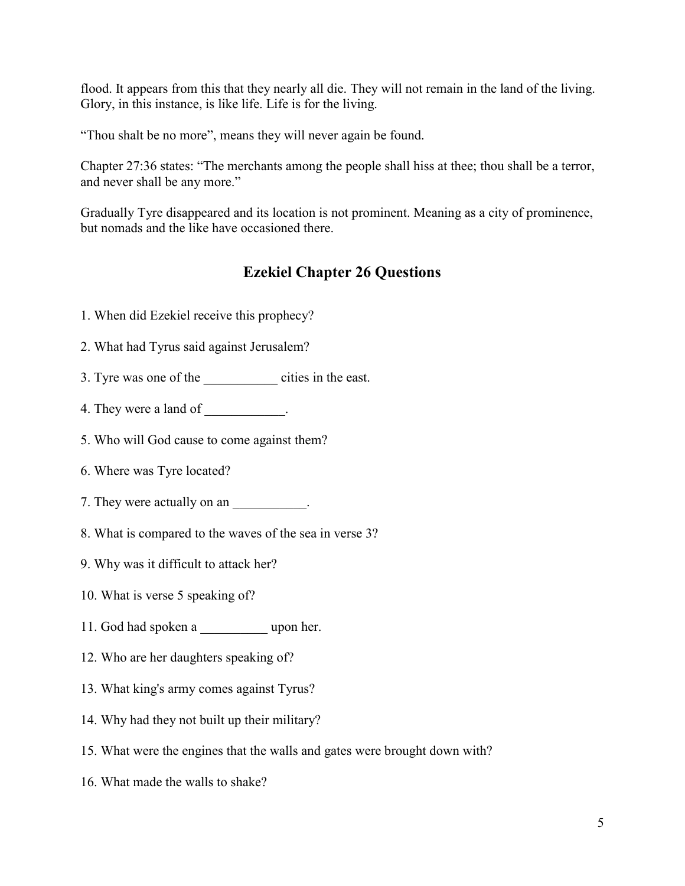flood. It appears from this that they nearly all die. They will not remain in the land of the living. Glory, in this instance, is like life. Life is for the living.

“Thou shalt be no more”, means they will never again be found.

Chapter 27:36 states: “The merchants among the people shall hiss at thee; thou shall be a terror, and never shall be any more.”

Gradually Tyre disappeared and its location is not prominent. Meaning as a city of prominence, but nomads and the like have occasioned there.

## Ezekiel Chapter 26 Questions

1. When did Ezekiel receive this prophecy?

2. What had Tyrus said against Jerusalem?

3. Tyre was one of the ___________ cities in the east.

4. They were a land of ____________.

5. Who will God cause to come against them?

6. Where was Tyre located?

7. They were actually on an ___________.

8. What is compared to the waves of the sea in verse 3?

9. Why was it difficult to attack her?

10. What is verse 5 speaking of?

11. God had spoken a __________ upon her.

12. Who are her daughters speaking of?

13. What king's army comes against Tyrus?

14. Why had they not built up their military?

15. What were the engines that the walls and gates were brought down with?

16. What made the walls to shake?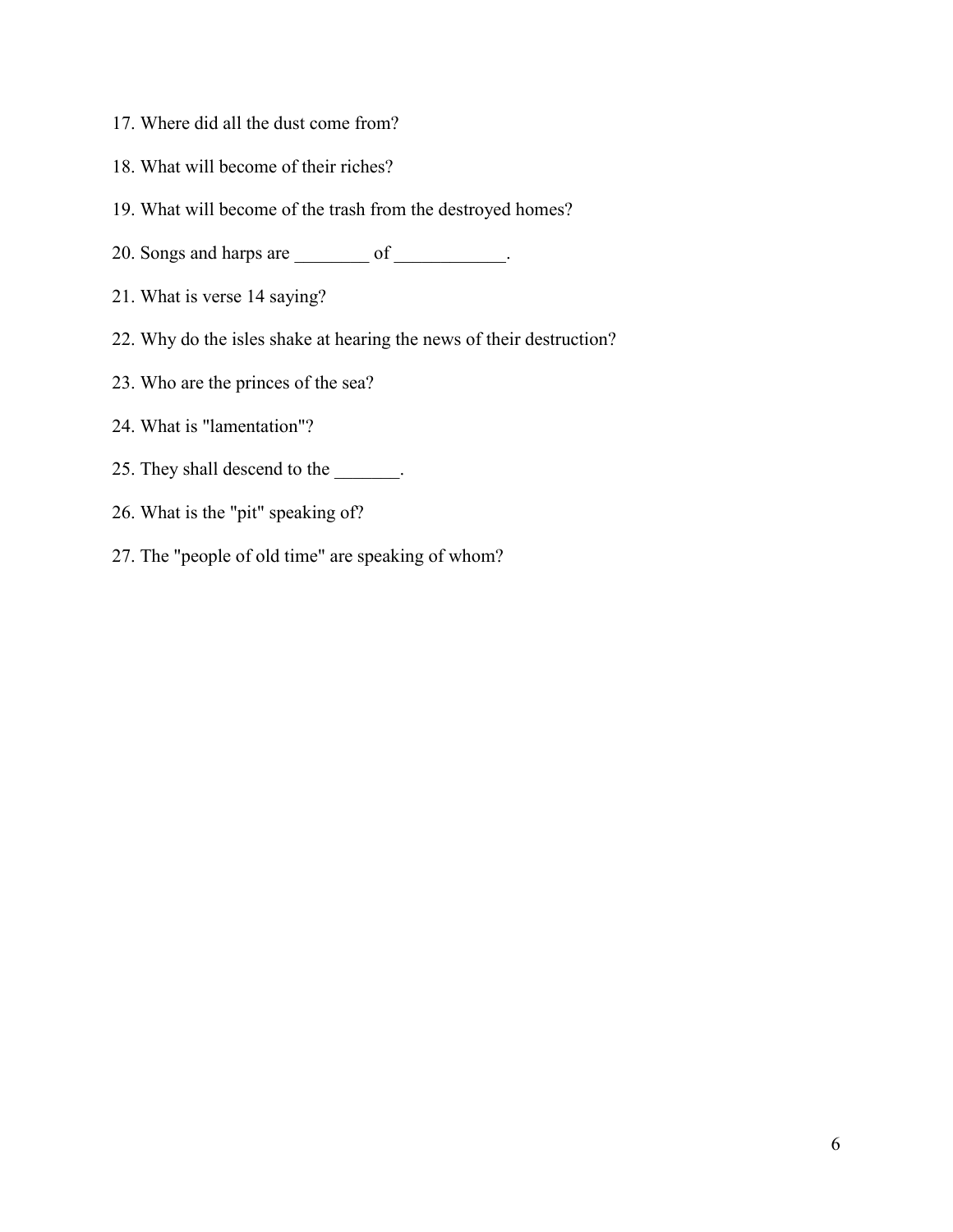17. Where did all the dust come from?

18. What will become of their riches?

19. What will become of the trash from the destroyed homes?

20. Songs and harps are ________ of ____________.

21. What is verse 14 saying?

22. Why do the isles shake at hearing the news of their destruction?

23. Who are the princes of the sea?

24. What is "lamentation"?

25. They shall descend to the _______.

26. What is the "pit" speaking of?

27. The "people of old time" are speaking of whom?